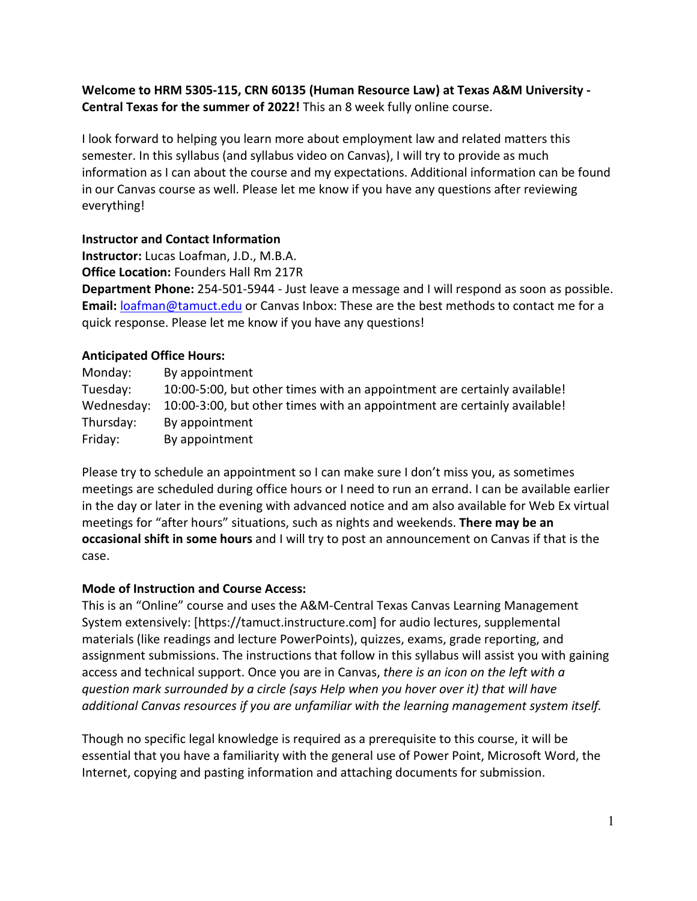**Welcome to HRM 5305-115, CRN 60135 (Human Resource Law) at Texas A&M University - Central Texas for the summer of 2022!** This an 8 week fully online course.

I look forward to helping you learn more about employment law and related matters this semester. In this syllabus (and syllabus video on Canvas), I will try to provide as much information as I can about the course and my expectations. Additional information can be found in our Canvas course as well. Please let me know if you have any questions after reviewing everything!

**Instructor and Contact Information**

**Instructor:** Lucas Loafman, J.D., M.B.A.
**Office Location:** Founders Hall Rm 217R
**Department Phone:** 254-501-5944 - Just leave a message and I will respond as soon as possible.
**Email:** loafman@tamuct.edu or Canvas Inbox: These are the best methods to contact me for a quick response. Please let me know if you have any questions!

**Anticipated Office Hours:**

Monday: By appointment
Tuesday: 10:00-5:00, but other times with an appointment are certainly available!
Wednesday: 10:00-3:00, but other times with an appointment are certainly available!
Thursday: By appointment
Friday: By appointment

Please try to schedule an appointment so I can make sure I don't miss you, as sometimes meetings are scheduled during office hours or I need to run an errand. I can be available earlier in the day or later in the evening with advanced notice and am also available for Web Ex virtual meetings for "after hours" situations, such as nights and weekends. **There may be an occasional shift in some hours** and I will try to post an announcement on Canvas if that is the case.

**Mode of Instruction and Course Access:**

This is an "Online" course and uses the A&M-Central Texas Canvas Learning Management System extensively: [https://tamuct.instructure.com] for audio lectures, supplemental materials (like readings and lecture PowerPoints), quizzes, exams, grade reporting, and assignment submissions. The instructions that follow in this syllabus will assist you with gaining access and technical support. Once you are in Canvas, *there is an icon on the left with a question mark surrounded by a circle (says Help when you hover over it) that will have additional Canvas resources if you are unfamiliar with the learning management system itself.*

Though no specific legal knowledge is required as a prerequisite to this course, it will be essential that you have a familiarity with the general use of Power Point, Microsoft Word, the Internet, copying and pasting information and attaching documents for submission.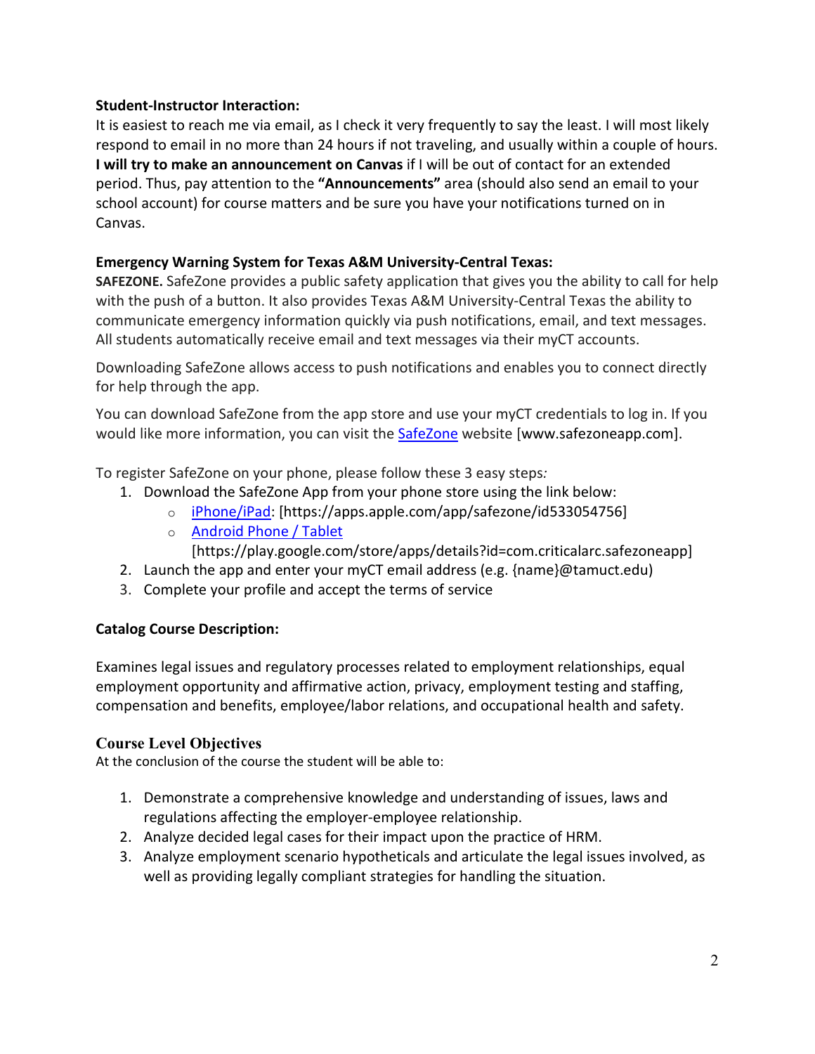**Student-Instructor Interaction:**

It is easiest to reach me via email, as I check it very frequently to say the least. I will most likely respond to email in no more than 24 hours if not traveling, and usually within a couple of hours. **I will try to make an announcement on Canvas** if I will be out of contact for an extended period. Thus, pay attention to the **"Announcements"** area (should also send an email to your school account) for course matters and be sure you have your notifications turned on in Canvas.

**Emergency Warning System for Texas A&M University-Central Texas:**

**SAFEZONE.** SafeZone provides a public safety application that gives you the ability to call for help with the push of a button. It also provides Texas A&M University-Central Texas the ability to communicate emergency information quickly via push notifications, email, and text messages. All students automatically receive email and text messages via their myCT accounts.

Downloading SafeZone allows access to push notifications and enables you to connect directly for help through the app.

You can download SafeZone from the app store and use your myCT credentials to log in. If you would like more information, you can visit the [SafeZone](www.safezoneapp.com) website [www.safezoneapp.com].

To register SafeZone on your phone, please follow these 3 easy steps*:*

1. Download the SafeZone App from your phone store using the link below:
   - [iPhone/iPad](https://apps.apple.com/app/safezone/id533054756): [https://apps.apple.com/app/safezone/id533054756]
   - [Android Phone / Tablet](https://play.google.com/store/apps/details?id=com.criticalarc.safezoneapp) [https://play.google.com/store/apps/details?id=com.criticalarc.safezoneapp]
2. Launch the app and enter your myCT email address (e.g. {name}@tamuct.edu)
3. Complete your profile and accept the terms of service

**Catalog Course Description:**

Examines legal issues and regulatory processes related to employment relationships, equal employment opportunity and affirmative action, privacy, employment testing and staffing, compensation and benefits, employee/labor relations, and occupational health and safety.

**Course Level Objectives**

At the conclusion of the course the student will be able to:

1. Demonstrate a comprehensive knowledge and understanding of issues, laws and regulations affecting the employer-employee relationship.
2. Analyze decided legal cases for their impact upon the practice of HRM.
3. Analyze employment scenario hypotheticals and articulate the legal issues involved, as well as providing legally compliant strategies for handling the situation.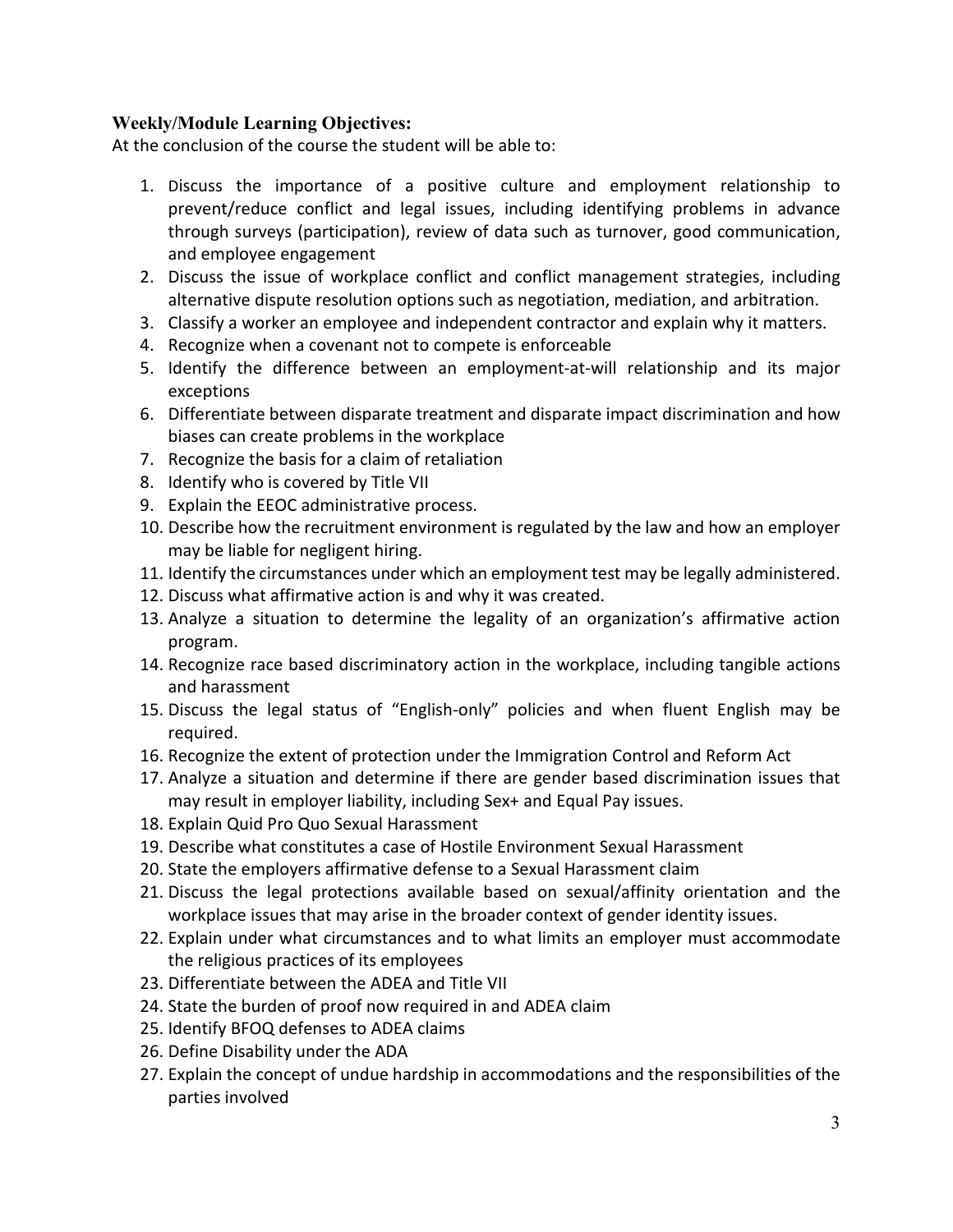**Weekly/Module Learning Objectives:**

At the conclusion of the course the student will be able to:

1. Discuss the importance of a positive culture and employment relationship to prevent/reduce conflict and legal issues, including identifying problems in advance through surveys (participation), review of data such as turnover, good communication, and employee engagement
2. Discuss the issue of workplace conflict and conflict management strategies, including alternative dispute resolution options such as negotiation, mediation, and arbitration.
3. Classify a worker an employee and independent contractor and explain why it matters.
4. Recognize when a covenant not to compete is enforceable
5. Identify the difference between an employment-at-will relationship and its major exceptions
6. Differentiate between disparate treatment and disparate impact discrimination and how biases can create problems in the workplace
7. Recognize the basis for a claim of retaliation
8. Identify who is covered by Title VII
9. Explain the EEOC administrative process.
10. Describe how the recruitment environment is regulated by the law and how an employer may be liable for negligent hiring.
11. Identify the circumstances under which an employment test may be legally administered.
12. Discuss what affirmative action is and why it was created.
13. Analyze a situation to determine the legality of an organization's affirmative action program.
14. Recognize race based discriminatory action in the workplace, including tangible actions and harassment
15. Discuss the legal status of "English-only" policies and when fluent English may be required.
16. Recognize the extent of protection under the Immigration Control and Reform Act
17. Analyze a situation and determine if there are gender based discrimination issues that may result in employer liability, including Sex+ and Equal Pay issues.
18. Explain Quid Pro Quo Sexual Harassment
19. Describe what constitutes a case of Hostile Environment Sexual Harassment
20. State the employers affirmative defense to a Sexual Harassment claim
21. Discuss the legal protections available based on sexual/affinity orientation and the workplace issues that may arise in the broader context of gender identity issues.
22. Explain under what circumstances and to what limits an employer must accommodate the religious practices of its employees
23. Differentiate between the ADEA and Title VII
24. State the burden of proof now required in and ADEA claim
25. Identify BFOQ defenses to ADEA claims
26. Define Disability under the ADA
27. Explain the concept of undue hardship in accommodations and the responsibilities of the parties involved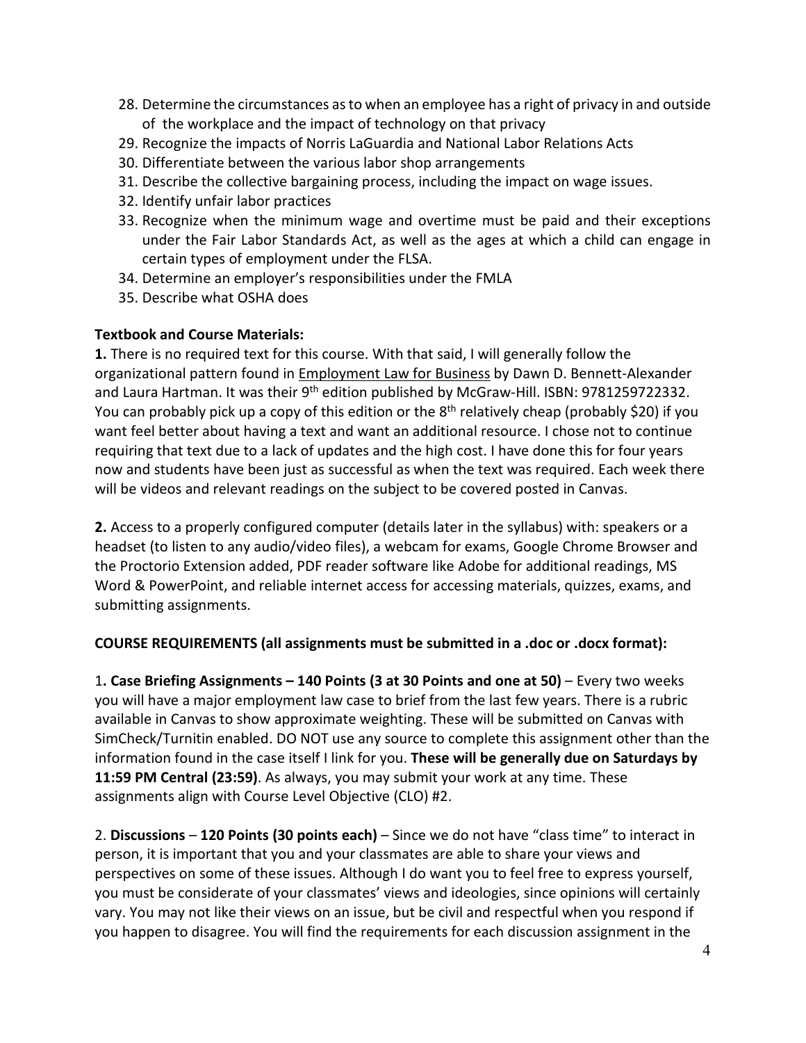28. Determine the circumstances as to when an employee has a right of privacy in and outside of the workplace and the impact of technology on that privacy
29. Recognize the impacts of Norris LaGuardia and National Labor Relations Acts
30. Differentiate between the various labor shop arrangements
31. Describe the collective bargaining process, including the impact on wage issues.
32. Identify unfair labor practices
33. Recognize when the minimum wage and overtime must be paid and their exceptions under the Fair Labor Standards Act, as well as the ages at which a child can engage in certain types of employment under the FLSA.
34. Determine an employer's responsibilities under the FMLA
35. Describe what OSHA does

**Textbook and Course Materials:**

**1.** There is no required text for this course. With that said, I will generally follow the organizational pattern found in Employment Law for Business by Dawn D. Bennett-Alexander and Laura Hartman. It was their 9th edition published by McGraw-Hill. ISBN: 9781259722332. You can probably pick up a copy of this edition or the 8th relatively cheap (probably $20) if you want feel better about having a text and want an additional resource. I chose not to continue requiring that text due to a lack of updates and the high cost. I have done this for four years now and students have been just as successful as when the text was required. Each week there will be videos and relevant readings on the subject to be covered posted in Canvas.

**2.** Access to a properly configured computer (details later in the syllabus) with: speakers or a headset (to listen to any audio/video files), a webcam for exams, Google Chrome Browser and the Proctorio Extension added, PDF reader software like Adobe for additional readings, MS Word & PowerPoint, and reliable internet access for accessing materials, quizzes, exams, and submitting assignments.

**COURSE REQUIREMENTS (all assignments must be submitted in a .doc or .docx format):**

1**. Case Briefing Assignments – 140 Points (3 at 30 Points and one at 50)** – Every two weeks you will have a major employment law case to brief from the last few years. There is a rubric available in Canvas to show approximate weighting. These will be submitted on Canvas with SimCheck/Turnitin enabled. DO NOT use any source to complete this assignment other than the information found in the case itself I link for you. **These will be generally due on Saturdays by 11:59 PM Central (23:59)**. As always, you may submit your work at any time. These assignments align with Course Level Objective (CLO) #2.

2. **Discussions** – **120 Points (30 points each)** – Since we do not have "class time" to interact in person, it is important that you and your classmates are able to share your views and perspectives on some of these issues. Although I do want you to feel free to express yourself, you must be considerate of your classmates' views and ideologies, since opinions will certainly vary. You may not like their views on an issue, but be civil and respectful when you respond if you happen to disagree. You will find the requirements for each discussion assignment in the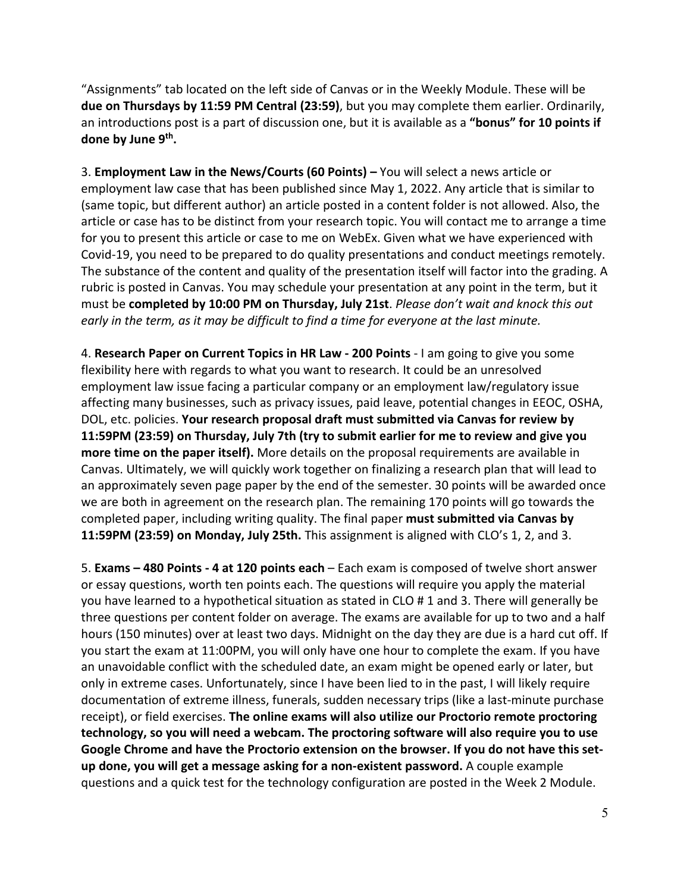"Assignments" tab located on the left side of Canvas or in the Weekly Module. These will be **due on Thursdays by 11:59 PM Central (23:59)**, but you may complete them earlier. Ordinarily, an introductions post is a part of discussion one, but it is available as a **"bonus" for 10 points if done by June 9th.**

3. **Employment Law in the News/Courts (60 Points) –** You will select a news article or employment law case that has been published since May 1, 2022. Any article that is similar to (same topic, but different author) an article posted in a content folder is not allowed. Also, the article or case has to be distinct from your research topic. You will contact me to arrange a time for you to present this article or case to me on WebEx. Given what we have experienced with Covid-19, you need to be prepared to do quality presentations and conduct meetings remotely. The substance of the content and quality of the presentation itself will factor into the grading. A rubric is posted in Canvas. You may schedule your presentation at any point in the term, but it must be **completed by 10:00 PM on Thursday, July 21st**. *Please don't wait and knock this out early in the term, as it may be difficult to find a time for everyone at the last minute.*

4. **Research Paper on Current Topics in HR Law - 200 Points** - I am going to give you some flexibility here with regards to what you want to research. It could be an unresolved employment law issue facing a particular company or an employment law/regulatory issue affecting many businesses, such as privacy issues, paid leave, potential changes in EEOC, OSHA, DOL, etc. policies. **Your research proposal draft must submitted via Canvas for review by 11:59PM (23:59) on Thursday, July 7th (try to submit earlier for me to review and give you more time on the paper itself).** More details on the proposal requirements are available in Canvas. Ultimately, we will quickly work together on finalizing a research plan that will lead to an approximately seven page paper by the end of the semester. 30 points will be awarded once we are both in agreement on the research plan. The remaining 170 points will go towards the completed paper, including writing quality. The final paper **must submitted via Canvas by 11:59PM (23:59) on Monday, July 25th.** This assignment is aligned with CLO's 1, 2, and 3.

5. **Exams – 480 Points - 4 at 120 points each** – Each exam is composed of twelve short answer or essay questions, worth ten points each. The questions will require you apply the material you have learned to a hypothetical situation as stated in CLO # 1 and 3. There will generally be three questions per content folder on average. The exams are available for up to two and a half hours (150 minutes) over at least two days. Midnight on the day they are due is a hard cut off. If you start the exam at 11:00PM, you will only have one hour to complete the exam. If you have an unavoidable conflict with the scheduled date, an exam might be opened early or later, but only in extreme cases. Unfortunately, since I have been lied to in the past, I will likely require documentation of extreme illness, funerals, sudden necessary trips (like a last-minute purchase receipt), or field exercises. **The online exams will also utilize our Proctorio remote proctoring technology, so you will need a webcam. The proctoring software will also require you to use Google Chrome and have the Proctorio extension on the browser. If you do not have this set-up done, you will get a message asking for a non-existent password.** A couple example questions and a quick test for the technology configuration are posted in the Week 2 Module.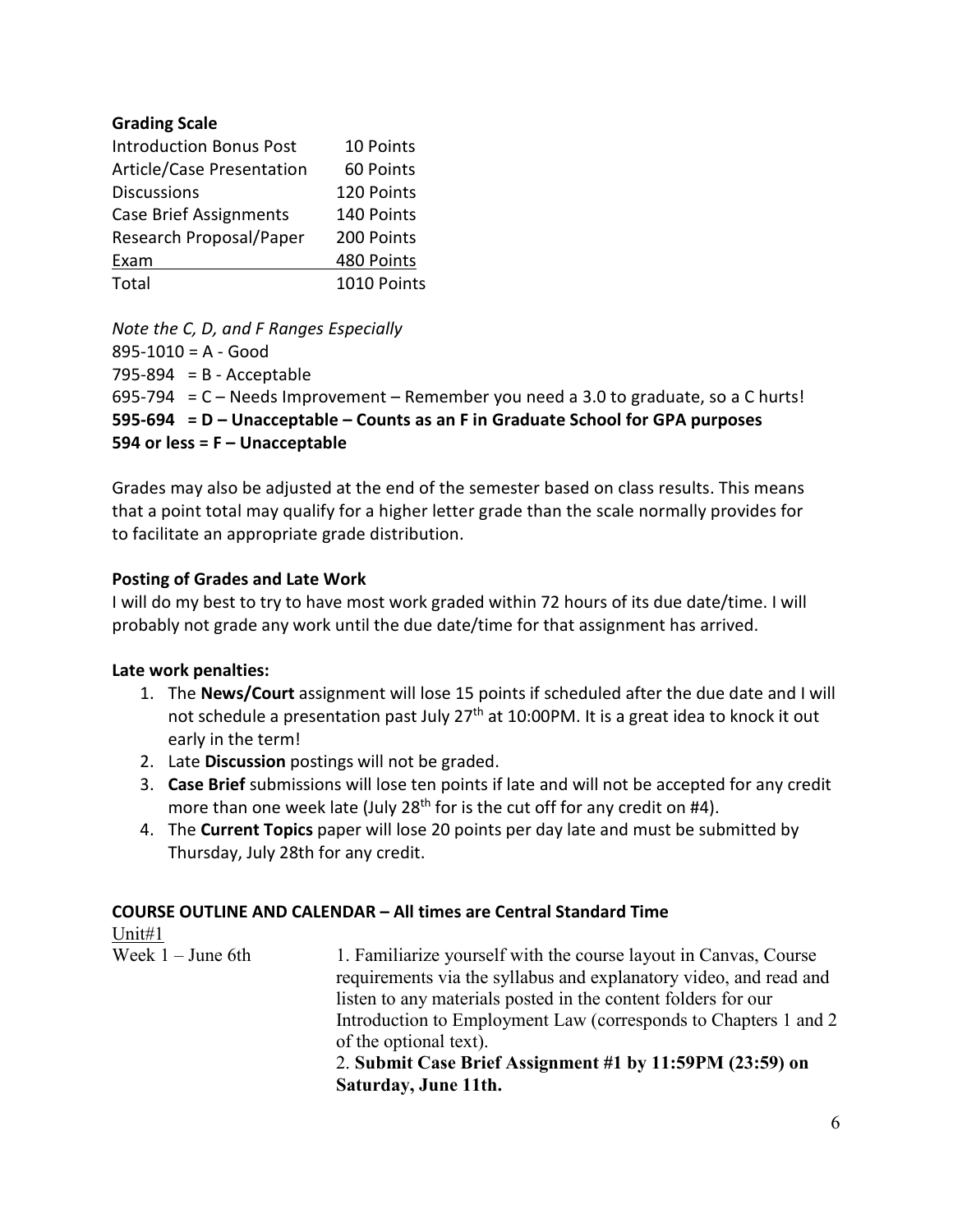**Grading Scale**

| | |
|---|---|
| Introduction Bonus Post | 10 Points |
| Article/Case Presentation | 60 Points |
| Discussions | 120 Points |
| Case Brief Assignments | 140 Points |
| Research Proposal/Paper | 200 Points |
| Exam | 480 Points |
| Total | 1010 Points |

*Note the C, D, and F Ranges Especially*

895-1010 = A - Good
795-894 = B - Acceptable
695-794 = C – Needs Improvement – Remember you need a 3.0 to graduate, so a C hurts!
**595-694 = D – Unacceptable – Counts as an F in Graduate School for GPA purposes**
**594 or less = F – Unacceptable**

Grades may also be adjusted at the end of the semester based on class results. This means that a point total may qualify for a higher letter grade than the scale normally provides for to facilitate an appropriate grade distribution.

**Posting of Grades and Late Work**

I will do my best to try to have most work graded within 72 hours of its due date/time. I will probably not grade any work until the due date/time for that assignment has arrived.

**Late work penalties:**

1. The **News/Court** assignment will lose 15 points if scheduled after the due date and I will not schedule a presentation past July 27th at 10:00PM. It is a great idea to knock it out early in the term!
2. Late **Discussion** postings will not be graded.
3. **Case Brief** submissions will lose ten points if late and will not be accepted for any credit more than one week late (July 28th for is the cut off for any credit on #4).
4. The **Current Topics** paper will lose 20 points per day late and must be submitted by Thursday, July 28th for any credit.

**COURSE OUTLINE AND CALENDAR – All times are Central Standard Time**

Unit#1

| | |
|---|---|
| Week 1 – June 6th | 1. Familiarize yourself with the course layout in Canvas, Course requirements via the syllabus and explanatory video, and read and listen to any materials posted in the content folders for our Introduction to Employment Law (corresponds to Chapters 1 and 2 of the optional text).<br>2. **Submit Case Brief Assignment #1 by 11:59PM (23:59) on Saturday, June 11th.** |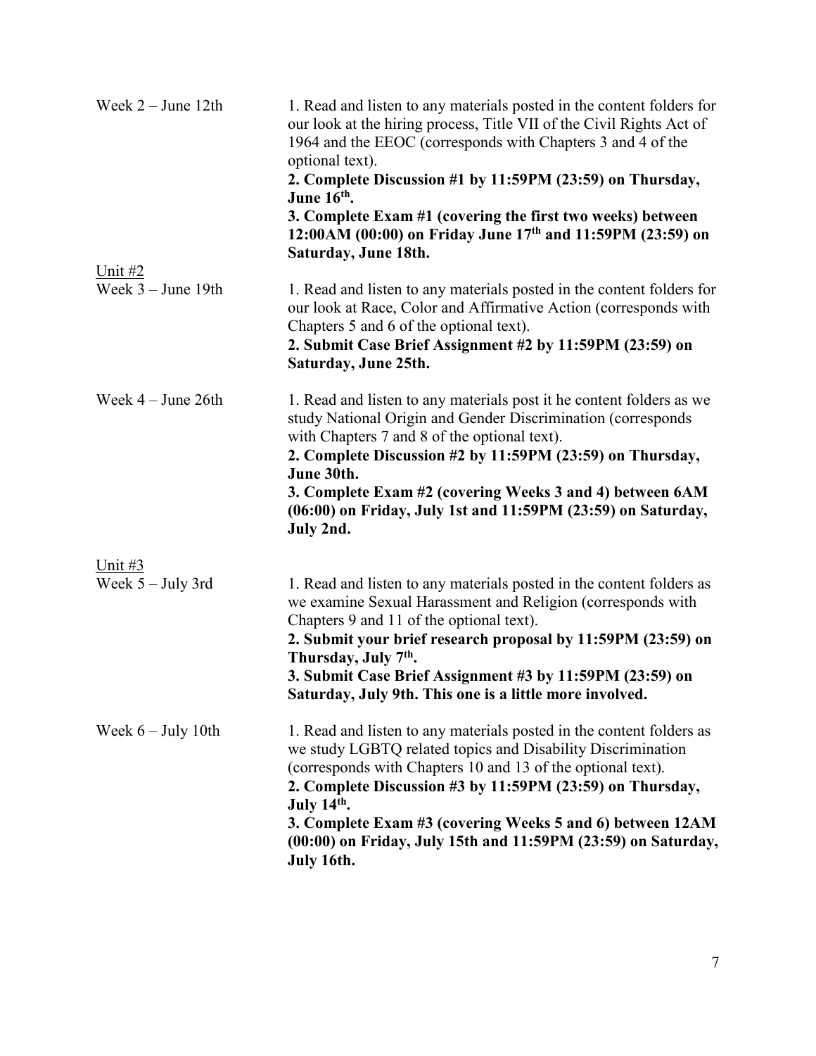Week 2 – June 12th

1. Read and listen to any materials posted in the content folders for our look at the hiring process, Title VII of the Civil Rights Act of 1964 and the EEOC (corresponds with Chapters 3 and 4 of the optional text).
**2. Complete Discussion #1 by 11:59PM (23:59) on Thursday, June 16th.**
**3. Complete Exam #1 (covering the first two weeks) between 12:00AM (00:00) on Friday June 17th and 11:59PM (23:59) on Saturday, June 18th.**

<u>Unit #2</u>

Week 3 – June 19th

1. Read and listen to any materials posted in the content folders for our look at Race, Color and Affirmative Action (corresponds with Chapters 5 and 6 of the optional text).
**2. Submit Case Brief Assignment #2 by 11:59PM (23:59) on Saturday, June 25th.**

Week 4 – June 26th

1. Read and listen to any materials post it he content folders as we study National Origin and Gender Discrimination (corresponds with Chapters 7 and 8 of the optional text).
**2. Complete Discussion #2 by 11:59PM (23:59) on Thursday, June 30th.**
**3. Complete Exam #2 (covering Weeks 3 and 4) between 6AM (06:00) on Friday, July 1st and 11:59PM (23:59) on Saturday, July 2nd.**

<u>Unit #3</u>

Week 5 – July 3rd

1. Read and listen to any materials posted in the content folders as we examine Sexual Harassment and Religion (corresponds with Chapters 9 and 11 of the optional text).
**2. Submit your brief research proposal by 11:59PM (23:59) on Thursday, July 7th.**
**3. Submit Case Brief Assignment #3 by 11:59PM (23:59) on Saturday, July 9th. This one is a little more involved.**

Week 6 – July 10th

1. Read and listen to any materials posted in the content folders as we study LGBTQ related topics and Disability Discrimination (corresponds with Chapters 10 and 13 of the optional text).
**2. Complete Discussion #3 by 11:59PM (23:59) on Thursday, July 14th.**
**3. Complete Exam #3 (covering Weeks 5 and 6) between 12AM (00:00) on Friday, July 15th and 11:59PM (23:59) on Saturday, July 16th.**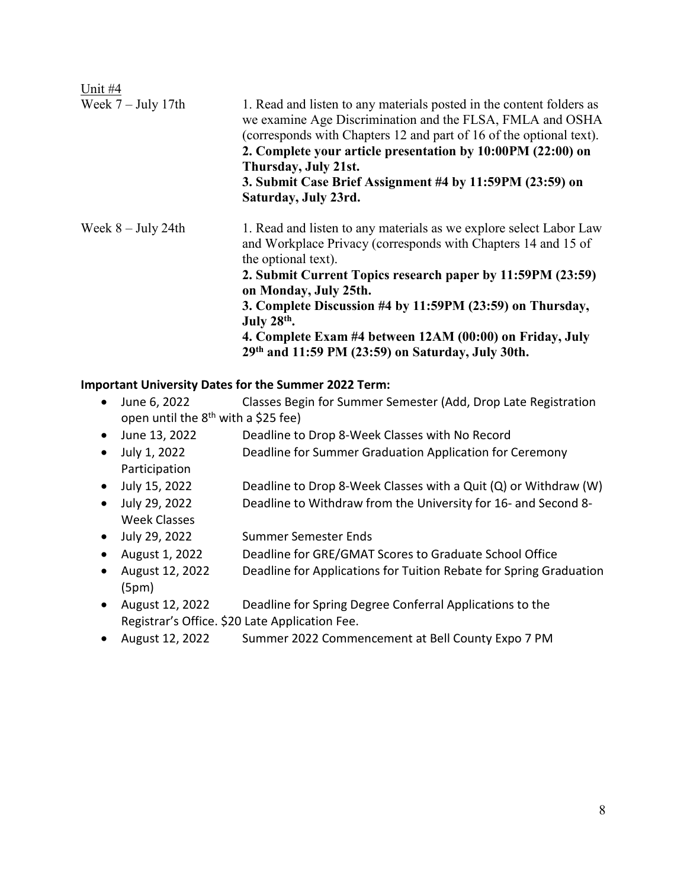<u>Unit #4</u>

| | |
|---|---|
| Week 7 – July 17th | 1. Read and listen to any materials posted in the content folders as we examine Age Discrimination and the FLSA, FMLA and OSHA (corresponds with Chapters 12 and part of 16 of the optional text).<br>**2. Complete your article presentation by 10:00PM (22:00) on Thursday, July 21st.**<br>**3. Submit Case Brief Assignment #4 by 11:59PM (23:59) on Saturday, July 23rd.** |
| Week 8 – July 24th | 1. Read and listen to any materials as we explore select Labor Law and Workplace Privacy (corresponds with Chapters 14 and 15 of the optional text).<br>**2. Submit Current Topics research paper by 11:59PM (23:59) on Monday, July 25th.**<br>**3. Complete Discussion #4 by 11:59PM (23:59) on Thursday, July 28th.**<br>**4. Complete Exam #4 between 12AM (00:00) on Friday, July 29th and 11:59 PM (23:59) on Saturday, July 30th.** |

**Important University Dates for the Summer 2022 Term:**

- June 6, 2022 Classes Begin for Summer Semester (Add, Drop Late Registration open until the 8th with a $25 fee)
- June 13, 2022 Deadline to Drop 8-Week Classes with No Record
- July 1, 2022 Deadline for Summer Graduation Application for Ceremony Participation
- July 15, 2022 Deadline to Drop 8-Week Classes with a Quit (Q) or Withdraw (W)
- July 29, 2022 Deadline to Withdraw from the University for 16- and Second 8-Week Classes
- July 29, 2022 Summer Semester Ends
- August 1, 2022 Deadline for GRE/GMAT Scores to Graduate School Office
- August 12, 2022 (5pm) Deadline for Applications for Tuition Rebate for Spring Graduation
- August 12, 2022 Deadline for Spring Degree Conferral Applications to the Registrar's Office. $20 Late Application Fee.
- August 12, 2022 Summer 2022 Commencement at Bell County Expo 7 PM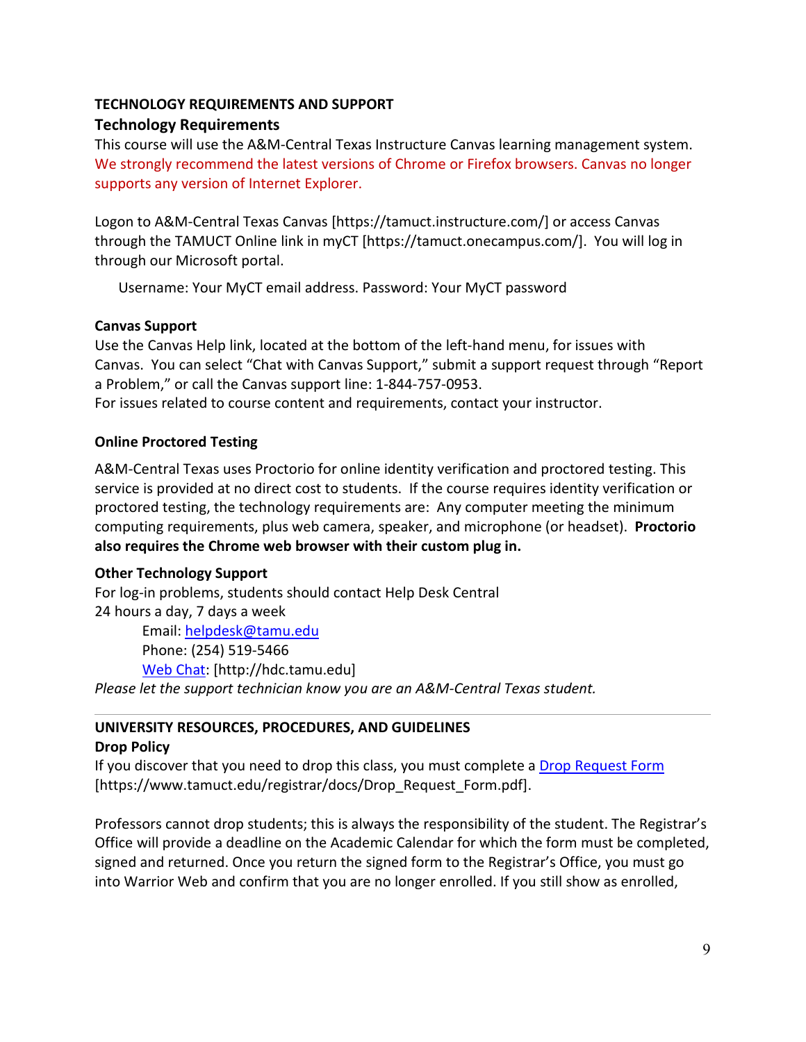## TECHNOLOGY REQUIREMENTS AND SUPPORT

### Technology Requirements

This course will use the A&M-Central Texas Instructure Canvas learning management system. We strongly recommend the latest versions of Chrome or Firefox browsers. Canvas no longer supports any version of Internet Explorer.

Logon to A&M-Central Texas Canvas [https://tamuct.instructure.com/] or access Canvas through the TAMUCT Online link in myCT [https://tamuct.onecampus.com/]. You will log in through our Microsoft portal.

Username: Your MyCT email address. Password: Your MyCT password

### Canvas Support

Use the Canvas Help link, located at the bottom of the left-hand menu, for issues with Canvas. You can select "Chat with Canvas Support," submit a support request through "Report a Problem," or call the Canvas support line: 1-844-757-0953.
For issues related to course content and requirements, contact your instructor.

### Online Proctored Testing

A&M-Central Texas uses Proctorio for online identity verification and proctored testing. This service is provided at no direct cost to students. If the course requires identity verification or proctored testing, the technology requirements are: Any computer meeting the minimum computing requirements, plus web camera, speaker, and microphone (or headset). **Proctorio also requires the Chrome web browser with their custom plug in.**

### Other Technology Support

For log-in problems, students should contact Help Desk Central
24 hours a day, 7 days a week

Email: helpdesk@tamu.edu
Phone: (254) 519-5466
Web Chat: [http://hdc.tamu.edu]

*Please let the support technician know you are an A&M-Central Texas student.*

---

## UNIVERSITY RESOURCES, PROCEDURES, AND GUIDELINES

### Drop Policy

If you discover that you need to drop this class, you must complete a Drop Request Form [https://www.tamuct.edu/registrar/docs/Drop_Request_Form.pdf].

Professors cannot drop students; this is always the responsibility of the student. The Registrar's Office will provide a deadline on the Academic Calendar for which the form must be completed, signed and returned. Once you return the signed form to the Registrar's Office, you must go into Warrior Web and confirm that you are no longer enrolled. If you still show as enrolled,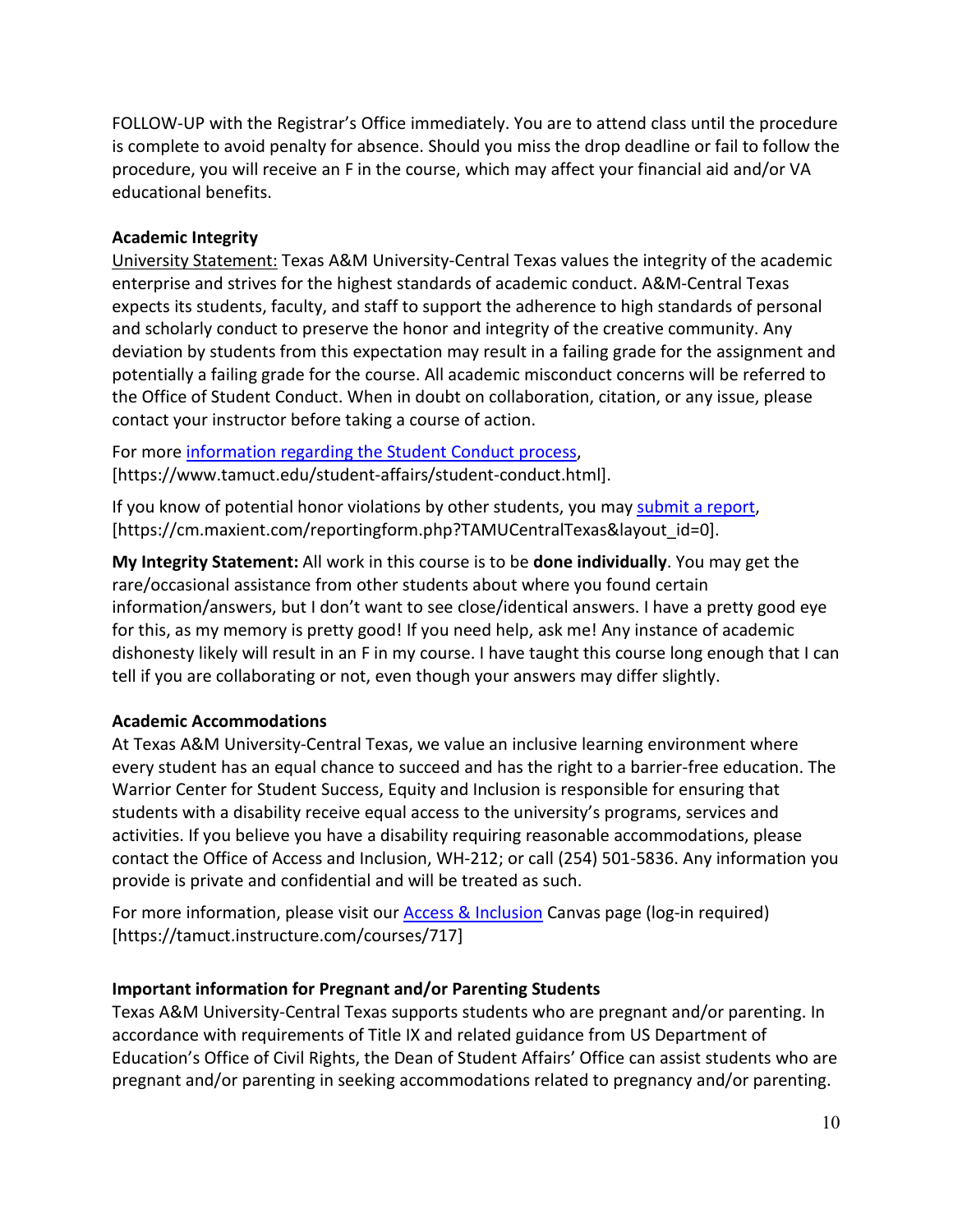FOLLOW-UP with the Registrar's Office immediately. You are to attend class until the procedure is complete to avoid penalty for absence. Should you miss the drop deadline or fail to follow the procedure, you will receive an F in the course, which may affect your financial aid and/or VA educational benefits.

### Academic Integrity

University Statement: Texas A&M University-Central Texas values the integrity of the academic enterprise and strives for the highest standards of academic conduct. A&M-Central Texas expects its students, faculty, and staff to support the adherence to high standards of personal and scholarly conduct to preserve the honor and integrity of the creative community. Any deviation by students from this expectation may result in a failing grade for the assignment and potentially a failing grade for the course. All academic misconduct concerns will be referred to the Office of Student Conduct. When in doubt on collaboration, citation, or any issue, please contact your instructor before taking a course of action.

For more information regarding the Student Conduct process, [https://www.tamuct.edu/student-affairs/student-conduct.html].

If you know of potential honor violations by other students, you may submit a report, [https://cm.maxient.com/reportingform.php?TAMUCentralTexas&layout_id=0].

**My Integrity Statement:** All work in this course is to be **done individually**. You may get the rare/occasional assistance from other students about where you found certain information/answers, but I don't want to see close/identical answers. I have a pretty good eye for this, as my memory is pretty good! If you need help, ask me! Any instance of academic dishonesty likely will result in an F in my course. I have taught this course long enough that I can tell if you are collaborating or not, even though your answers may differ slightly.

### Academic Accommodations

At Texas A&M University-Central Texas, we value an inclusive learning environment where every student has an equal chance to succeed and has the right to a barrier-free education. The Warrior Center for Student Success, Equity and Inclusion is responsible for ensuring that students with a disability receive equal access to the university's programs, services and activities. If you believe you have a disability requiring reasonable accommodations, please contact the Office of Access and Inclusion, WH-212; or call (254) 501-5836. Any information you provide is private and confidential and will be treated as such.

For more information, please visit our Access & Inclusion Canvas page (log-in required) [https://tamuct.instructure.com/courses/717]

### Important information for Pregnant and/or Parenting Students

Texas A&M University-Central Texas supports students who are pregnant and/or parenting. In accordance with requirements of Title IX and related guidance from US Department of Education's Office of Civil Rights, the Dean of Student Affairs' Office can assist students who are pregnant and/or parenting in seeking accommodations related to pregnancy and/or parenting.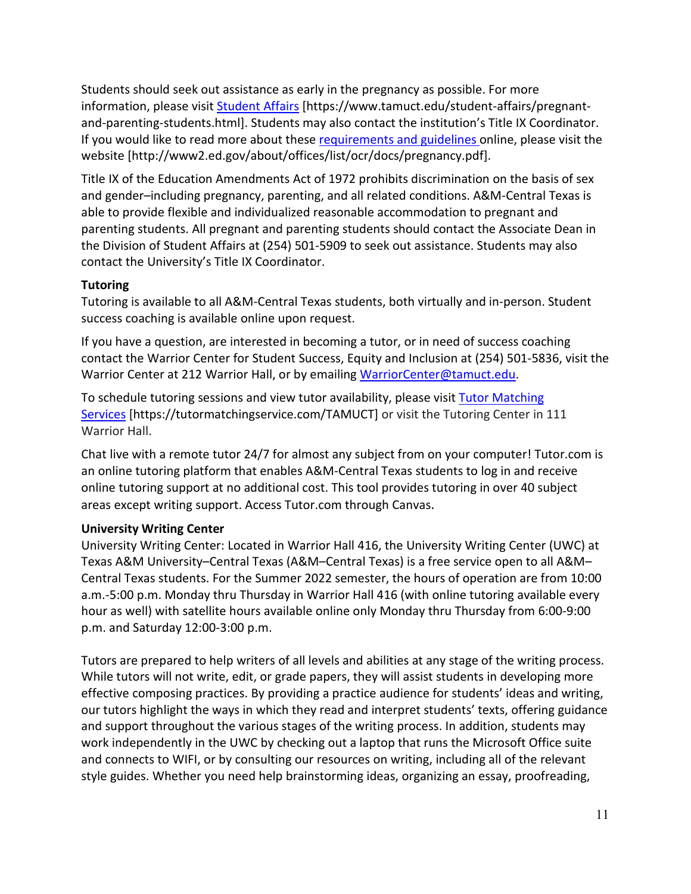Students should seek out assistance as early in the pregnancy as possible. For more information, please visit [Student Affairs](https://www.tamuct.edu/student-affairs/pregnant-and-parenting-students.html) [https://www.tamuct.edu/student-affairs/pregnant-and-parenting-students.html]. Students may also contact the institution's Title IX Coordinator. If you would like to read more about these [requirements and guidelines](http://www2.ed.gov/about/offices/list/ocr/docs/pregnancy.pdf) online, please visit the website [http://www2.ed.gov/about/offices/list/ocr/docs/pregnancy.pdf].

Title IX of the Education Amendments Act of 1972 prohibits discrimination on the basis of sex and gender–including pregnancy, parenting, and all related conditions. A&M-Central Texas is able to provide flexible and individualized reasonable accommodation to pregnant and parenting students. All pregnant and parenting students should contact the Associate Dean in the Division of Student Affairs at (254) 501-5909 to seek out assistance. Students may also contact the University's Title IX Coordinator.

**Tutoring**

Tutoring is available to all A&M-Central Texas students, both virtually and in-person. Student success coaching is available online upon request.

If you have a question, are interested in becoming a tutor, or in need of success coaching contact the Warrior Center for Student Success, Equity and Inclusion at (254) 501-5836, visit the Warrior Center at 212 Warrior Hall, or by emailing [WarriorCenter@tamuct.edu](mailto:WarriorCenter@tamuct.edu).

To schedule tutoring sessions and view tutor availability, please visit [Tutor Matching Services](https://tutormatchingservice.com/TAMUCT) [https://tutormatchingservice.com/TAMUCT] or visit the Tutoring Center in 111 Warrior Hall.

Chat live with a remote tutor 24/7 for almost any subject from on your computer! Tutor.com is an online tutoring platform that enables A&M-Central Texas students to log in and receive online tutoring support at no additional cost. This tool provides tutoring in over 40 subject areas except writing support. Access Tutor.com through Canvas.

**University Writing Center**

University Writing Center: Located in Warrior Hall 416, the University Writing Center (UWC) at Texas A&M University–Central Texas (A&M–Central Texas) is a free service open to all A&M–Central Texas students. For the Summer 2022 semester, the hours of operation are from 10:00 a.m.-5:00 p.m. Monday thru Thursday in Warrior Hall 416 (with online tutoring available every hour as well) with satellite hours available online only Monday thru Thursday from 6:00-9:00 p.m. and Saturday 12:00-3:00 p.m.

Tutors are prepared to help writers of all levels and abilities at any stage of the writing process. While tutors will not write, edit, or grade papers, they will assist students in developing more effective composing practices. By providing a practice audience for students' ideas and writing, our tutors highlight the ways in which they read and interpret students' texts, offering guidance and support throughout the various stages of the writing process. In addition, students may work independently in the UWC by checking out a laptop that runs the Microsoft Office suite and connects to WIFI, or by consulting our resources on writing, including all of the relevant style guides. Whether you need help brainstorming ideas, organizing an essay, proofreading,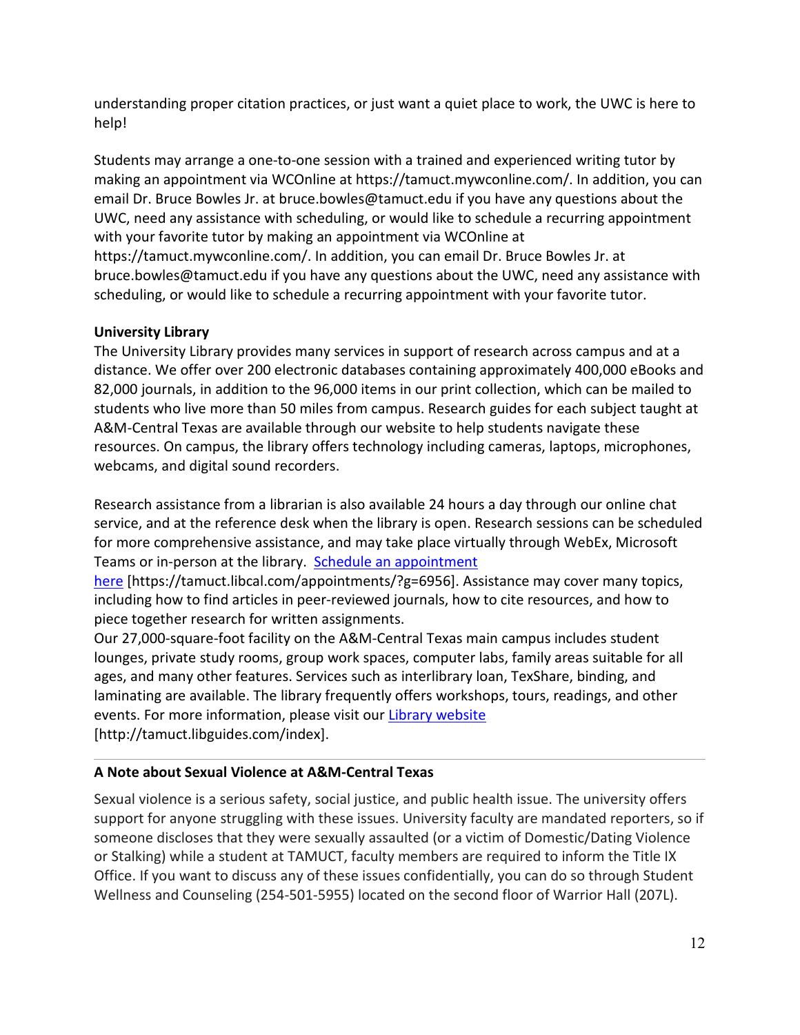understanding proper citation practices, or just want a quiet place to work, the UWC is here to help!

Students may arrange a one-to-one session with a trained and experienced writing tutor by making an appointment via WCOnline at https://tamuct.mywconline.com/. In addition, you can email Dr. Bruce Bowles Jr. at bruce.bowles@tamuct.edu if you have any questions about the UWC, need any assistance with scheduling, or would like to schedule a recurring appointment with your favorite tutor by making an appointment via WCOnline at https://tamuct.mywconline.com/. In addition, you can email Dr. Bruce Bowles Jr. at bruce.bowles@tamuct.edu if you have any questions about the UWC, need any assistance with scheduling, or would like to schedule a recurring appointment with your favorite tutor.

**University Library**

The University Library provides many services in support of research across campus and at a distance. We offer over 200 electronic databases containing approximately 400,000 eBooks and 82,000 journals, in addition to the 96,000 items in our print collection, which can be mailed to students who live more than 50 miles from campus. Research guides for each subject taught at A&M-Central Texas are available through our website to help students navigate these resources. On campus, the library offers technology including cameras, laptops, microphones, webcams, and digital sound recorders.

Research assistance from a librarian is also available 24 hours a day through our online chat service, and at the reference desk when the library is open. Research sessions can be scheduled for more comprehensive assistance, and may take place virtually through WebEx, Microsoft Teams or in-person at the library. [Schedule an appointment here](https://tamuct.libcal.com/appointments/?g=6956) [https://tamuct.libcal.com/appointments/?g=6956]. Assistance may cover many topics, including how to find articles in peer-reviewed journals, how to cite resources, and how to piece together research for written assignments.

Our 27,000-square-foot facility on the A&M-Central Texas main campus includes student lounges, private study rooms, group work spaces, computer labs, family areas suitable for all ages, and many other features. Services such as interlibrary loan, TexShare, binding, and laminating are available. The library frequently offers workshops, tours, readings, and other events. For more information, please visit our [Library website](http://tamuct.libguides.com/index) [http://tamuct.libguides.com/index].

---

**A Note about Sexual Violence at A&M-Central Texas**

Sexual violence is a serious safety, social justice, and public health issue. The university offers support for anyone struggling with these issues. University faculty are mandated reporters, so if someone discloses that they were sexually assaulted (or a victim of Domestic/Dating Violence or Stalking) while a student at TAMUCT, faculty members are required to inform the Title IX Office. If you want to discuss any of these issues confidentially, you can do so through Student Wellness and Counseling (254-501-5955) located on the second floor of Warrior Hall (207L).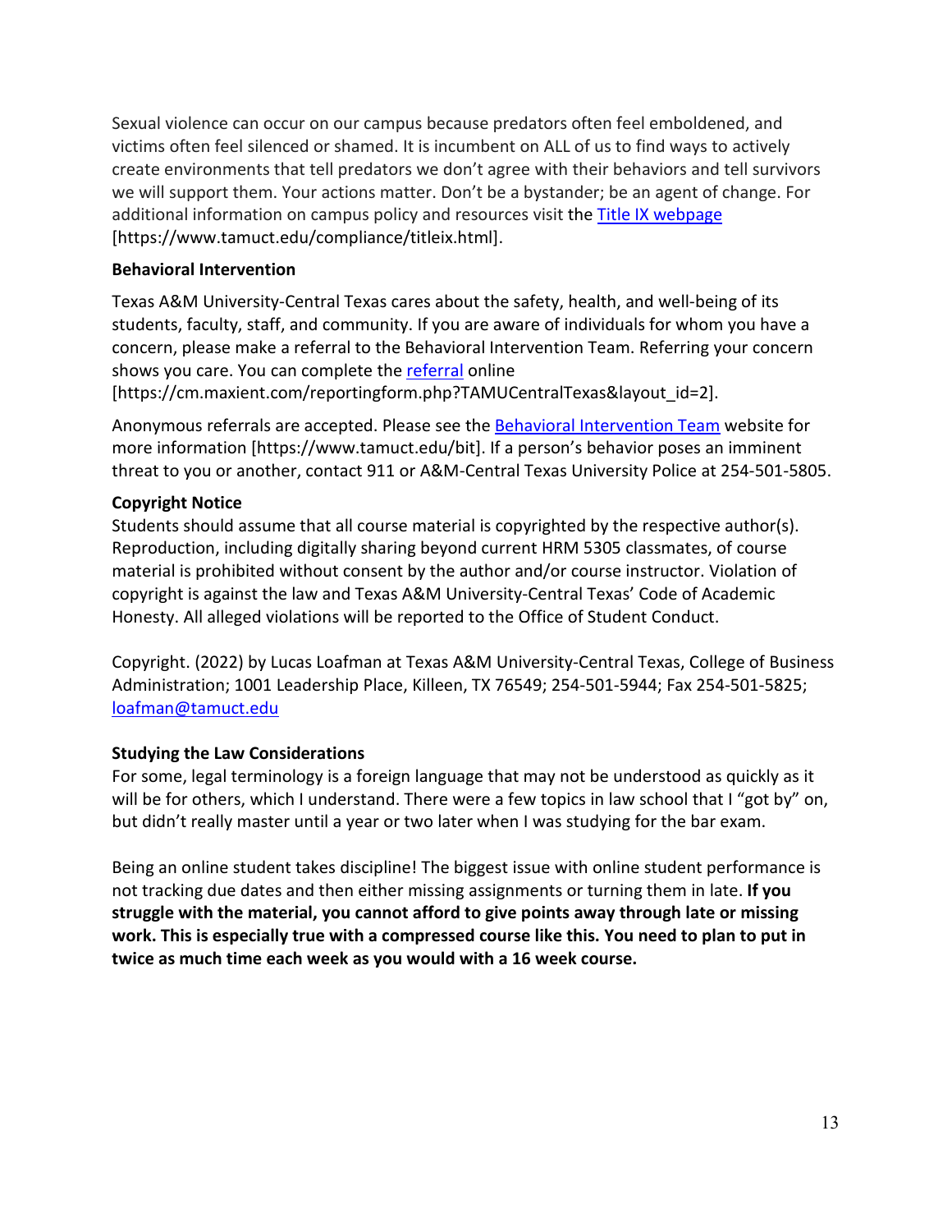Sexual violence can occur on our campus because predators often feel emboldened, and victims often feel silenced or shamed. It is incumbent on ALL of us to find ways to actively create environments that tell predators we don't agree with their behaviors and tell survivors we will support them. Your actions matter. Don't be a bystander; be an agent of change. For additional information on campus policy and resources visit the [Title IX webpage](https://www.tamuct.edu/compliance/titleix.html) [https://www.tamuct.edu/compliance/titleix.html].

### Behavioral Intervention

Texas A&M University-Central Texas cares about the safety, health, and well-being of its students, faculty, staff, and community. If you are aware of individuals for whom you have a concern, please make a referral to the Behavioral Intervention Team. Referring your concern shows you care. You can complete the [referral](https://cm.maxient.com/reportingform.php?TAMUCentralTexas&layout_id=2) online [https://cm.maxient.com/reportingform.php?TAMUCentralTexas&layout_id=2].

Anonymous referrals are accepted. Please see the [Behavioral Intervention Team](https://www.tamuct.edu/bit) website for more information [https://www.tamuct.edu/bit]. If a person's behavior poses an imminent threat to you or another, contact 911 or A&M-Central Texas University Police at 254-501-5805.

### Copyright Notice

Students should assume that all course material is copyrighted by the respective author(s). Reproduction, including digitally sharing beyond current HRM 5305 classmates, of course material is prohibited without consent by the author and/or course instructor. Violation of copyright is against the law and Texas A&M University-Central Texas' Code of Academic Honesty. All alleged violations will be reported to the Office of Student Conduct.

Copyright. (2022) by Lucas Loafman at Texas A&M University-Central Texas, College of Business Administration; 1001 Leadership Place, Killeen, TX 76549; 254-501-5944; Fax 254-501-5825; [loafman@tamuct.edu](mailto:loafman@tamuct.edu)

### Studying the Law Considerations

For some, legal terminology is a foreign language that may not be understood as quickly as it will be for others, which I understand. There were a few topics in law school that I "got by" on, but didn't really master until a year or two later when I was studying for the bar exam.

Being an online student takes discipline! The biggest issue with online student performance is not tracking due dates and then either missing assignments or turning them in late. **If you struggle with the material, you cannot afford to give points away through late or missing work. This is especially true with a compressed course like this. You need to plan to put in twice as much time each week as you would with a 16 week course.**